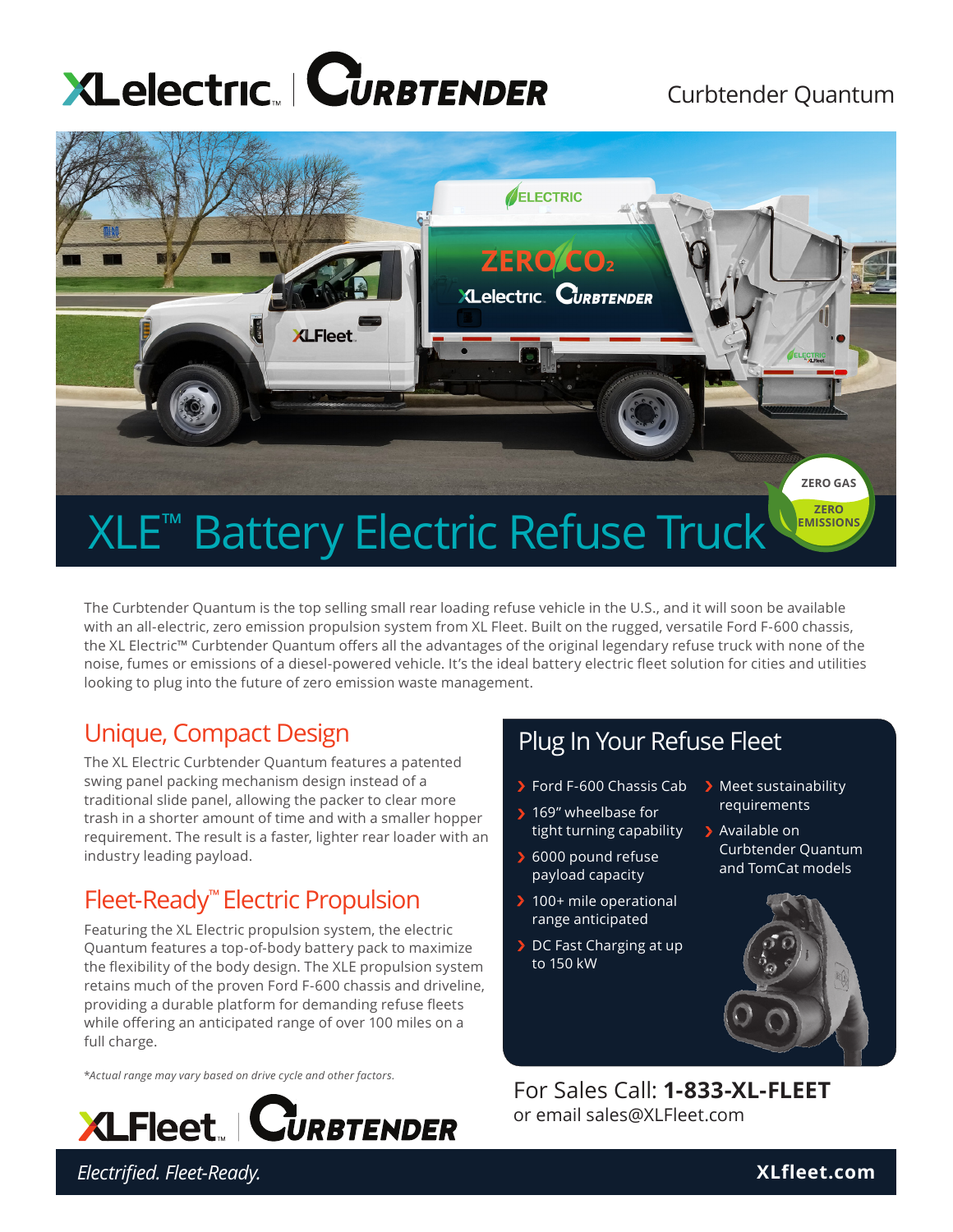XLelectric | CURBTENDER

Curbtender Quantum

# XLE™ Battery Electric Refuse Truck

ZERO GAS
ZERO EMISSIONS

The Curbtender Quantum is the top selling small rear loading refuse vehicle in the U.S., and it will soon be available with an all-electric, zero emission propulsion system from XL Fleet. Built on the rugged, versatile Ford F-600 chassis, the XL Electric™ Curbtender Quantum offers all the advantages of the original legendary refuse truck with none of the noise, fumes or emissions of a diesel-powered vehicle. It's the ideal battery electric fleet solution for cities and utilities looking to plug into the future of zero emission waste management.

## Unique, Compact Design

The XL Electric Curbtender Quantum features a patented swing panel packing mechanism design instead of a traditional slide panel, allowing the packer to clear more trash in a shorter amount of time and with a smaller hopper requirement. The result is a faster, lighter rear loader with an industry leading payload.

## Fleet-Ready™ Electric Propulsion

Featuring the XL Electric propulsion system, the electric Quantum features a top-of-body battery pack to maximize the flexibility of the body design. The XLE propulsion system retains much of the proven Ford F-600 chassis and driveline, providing a durable platform for demanding refuse fleets while offering an anticipated range of over 100 miles on a full charge.

*\*Actual range may vary based on drive cycle and other factors.*

## Plug In Your Refuse Fleet

- Ford F-600 Chassis Cab
- 169" wheelbase for tight turning capability
- 6000 pound refuse payload capacity
- 100+ mile operational range anticipated
- DC Fast Charging at up to 150 kW
- Meet sustainability requirements
- Available on Curbtender Quantum and TomCat models

For Sales Call: **1-833-XL-FLEET**
or email sales@XLFleet.com

XLFleet | CURBTENDER

*Electrified. Fleet-Ready.*

**XLfleet.com**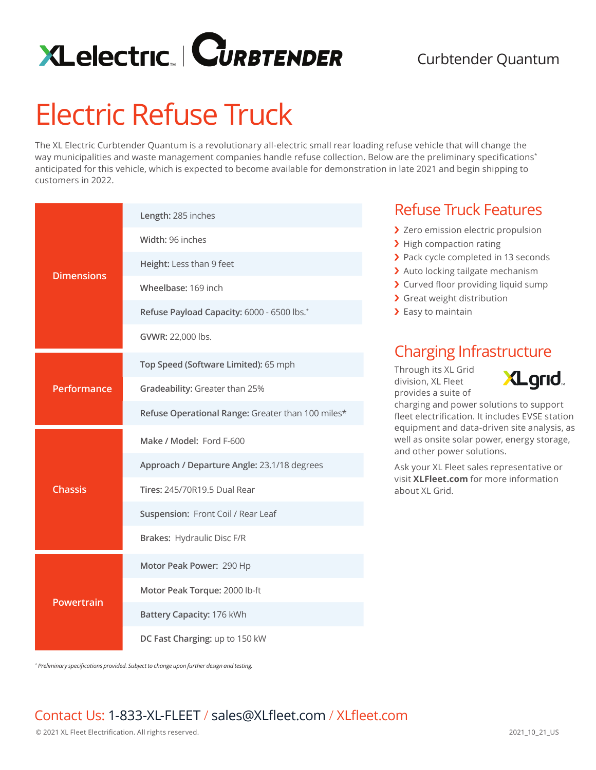XLelectric™ | CURBTENDER

Curbtender Quantum

# Electric Refuse Truck

The XL Electric Curbtender Quantum is a revolutionary all-electric small rear loading refuse vehicle that will change the way municipalities and waste management companies handle refuse collection. Below are the preliminary specifications* anticipated for this vehicle, which is expected to become available for demonstration in late 2021 and begin shipping to customers in 2022.

| | |
|---|---|
| **Dimensions** | **Length:** 285 inches |
| | **Width:** 96 inches |
| | **Height:** Less than 9 feet |
| | **Wheelbase:** 169 inch |
| | **Refuse Payload Capacity:** 6000 - 6500 lbs.* |
| | **GVWR:** 22,000 lbs. |
| **Performance** | **Top Speed (Software Limited):** 65 mph |
| | **Gradeability:** Greater than 25% |
| | **Refuse Operational Range:** Greater than 100 miles* |
| **Chassis** | **Make / Model:** Ford F-600 |
| | **Approach / Departure Angle:** 23.1/18 degrees |
| | **Tires:** 245/70R19.5 Dual Rear |
| | **Suspension:** Front Coil / Rear Leaf |
| | **Brakes:** Hydraulic Disc F/R |
| **Powertrain** | **Motor Peak Power:** 290 Hp |
| | **Motor Peak Torque:** 2000 lb-ft |
| | **Battery Capacity:** 176 kWh |
| | **DC Fast Charging:** up to 150 kW |

*\* Preliminary specifications provided. Subject to change upon further design and testing.*

## Refuse Truck Features

- Zero emission electric propulsion
- High compaction rating
- Pack cycle completed in 13 seconds
- Auto locking tailgate mechanism
- Curved floor providing liquid sump
- Great weight distribution
- Easy to maintain

## Charging Infrastructure

XLgrid.

Through its XL Grid division, XL Fleet provides a suite of charging and power solutions to support fleet electrification. It includes EVSE station equipment and data-driven site analysis, as well as onsite solar power, energy storage, and other power solutions.

Ask your XL Fleet sales representative or visit **XLFleet.com** for more information about XL Grid.

Contact Us: 1-833-XL-FLEET / sales@XLfleet.com / XLfleet.com

© 2021 XL Fleet Electrification. All rights reserved.

2021_10_21_US